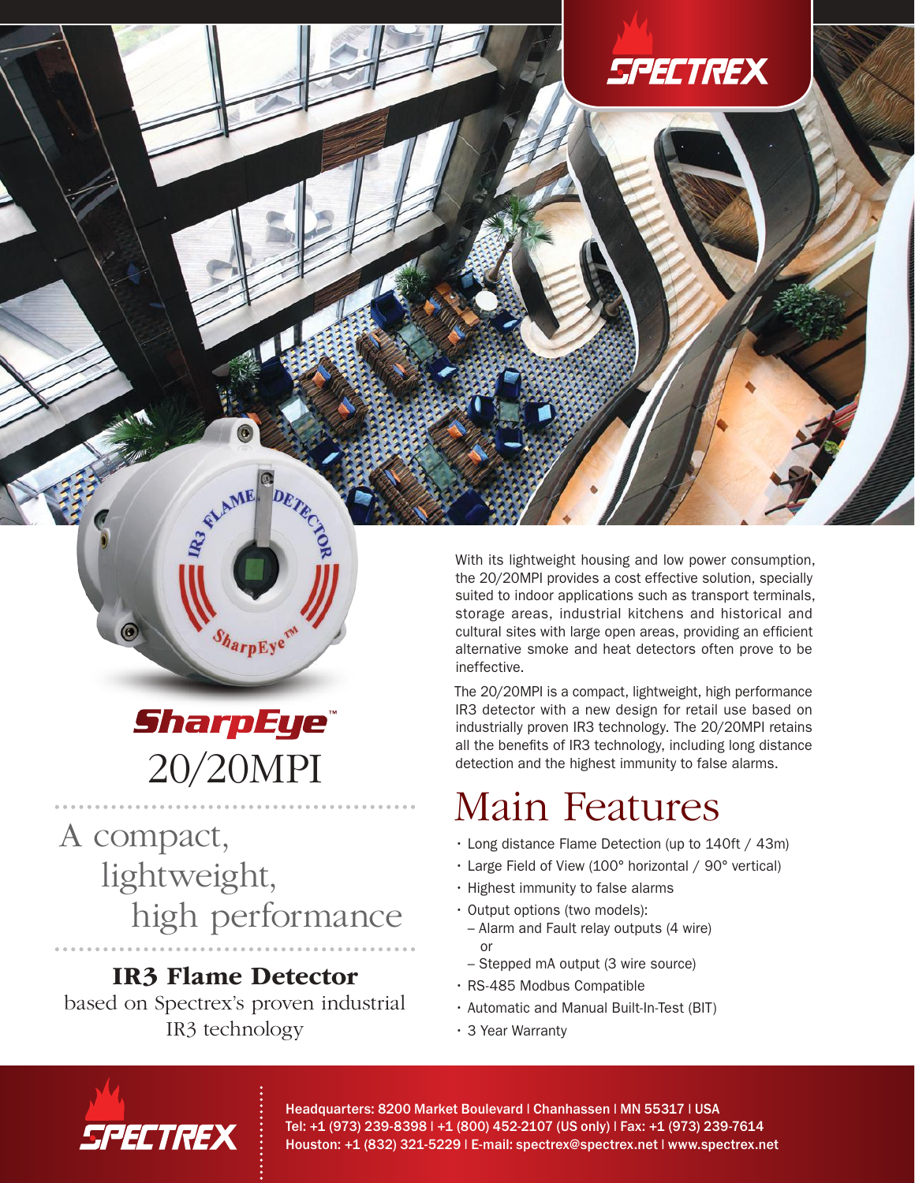# SharpEye™ 20/20MPI

## A compact, lightweight, high performance

## IR3 Flame Detector

based on Spectrex's proven industrial IR3 technology

With its lightweight housing and low power consumption, the 20/20MPI provides a cost effective solution, specially suited to indoor applications such as transport terminals, storage areas, industrial kitchens and historical and cultural sites with large open areas, providing an efficient alternative smoke and heat detectors often prove to be ineffective.

The 20/20MPI is a compact, lightweight, high performance IR3 detector with a new design for retail use based on industrially proven IR3 technology. The 20/20MPI retains all the benefits of IR3 technology, including long distance detection and the highest immunity to false alarms.

# Main Features

- Long distance Flame Detection (up to 140ft / 43m)
- Large Field of View (100° horizontal / 90° vertical)
- Highest immunity to false alarms
- Output options (two models):
  - Alarm and Fault relay outputs (4 wire)
    or
  - Stepped mA output (3 wire source)
- RS-485 Modbus Compatible
- Automatic and Manual Built-In-Test (BIT)
- 3 Year Warranty

Headquarters: 8200 Market Boulevard | Chanhassen | MN 55317 | USA
Tel: +1 (973) 239-8398 | +1 (800) 452-2107 (US only) | Fax: +1 (973) 239-7614
Houston: +1 (832) 321-5229 | E-mail: spectrex@spectrex.net | www.spectrex.net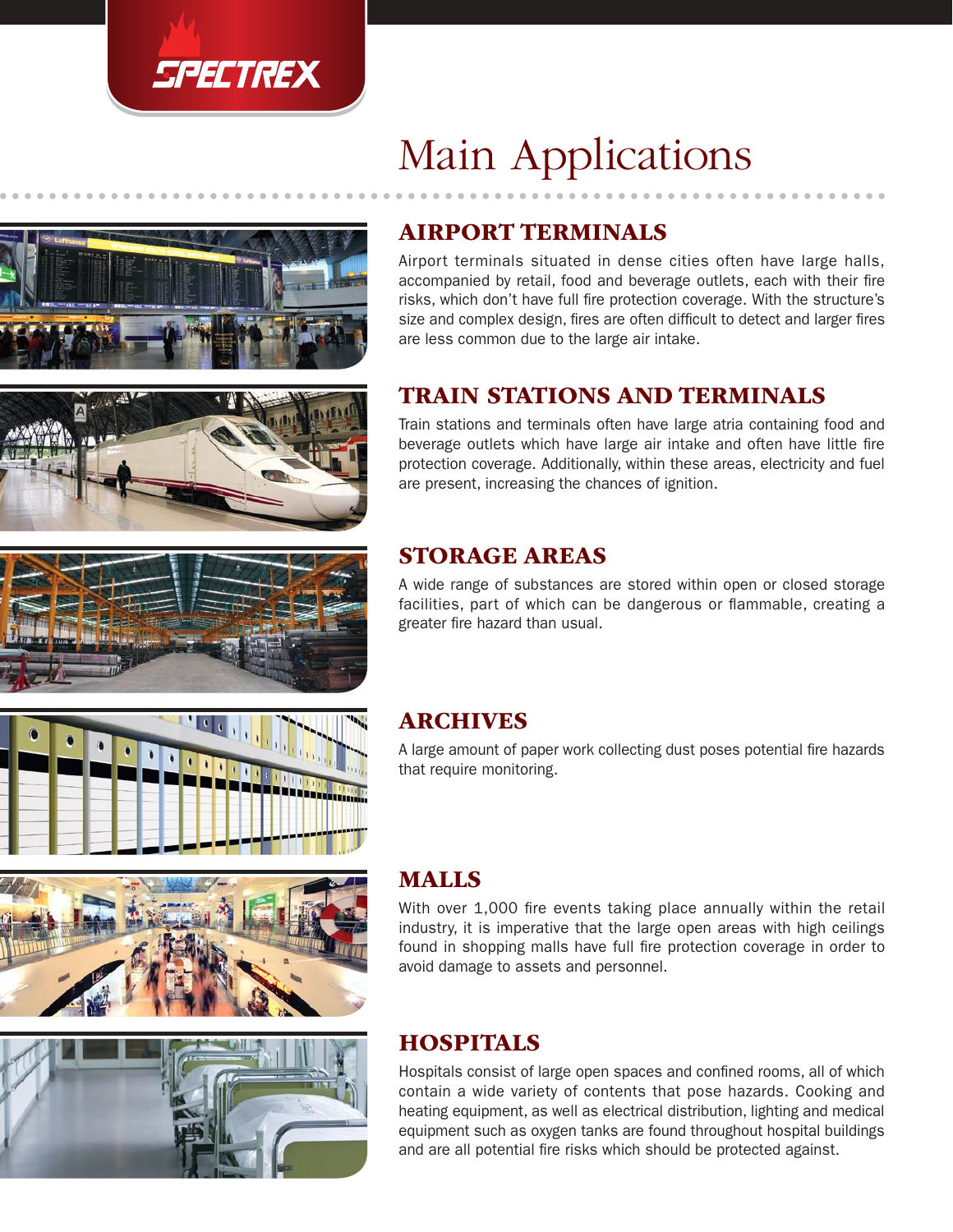# Main Applications

## AIRPORT TERMINALS

Airport terminals situated in dense cities often have large halls, accompanied by retail, food and beverage outlets, each with their fire risks, which don't have full fire protection coverage. With the structure's size and complex design, fires are often difficult to detect and larger fires are less common due to the large air intake.

## TRAIN STATIONS AND TERMINALS

Train stations and terminals often have large atria containing food and beverage outlets which have large air intake and often have little fire protection coverage. Additionally, within these areas, electricity and fuel are present, increasing the chances of ignition.

## STORAGE AREAS

A wide range of substances are stored within open or closed storage facilities, part of which can be dangerous or flammable, creating a greater fire hazard than usual.

## ARCHIVES

A large amount of paper work collecting dust poses potential fire hazards that require monitoring.

## MALLS

With over 1,000 fire events taking place annually within the retail industry, it is imperative that the large open areas with high ceilings found in shopping malls have full fire protection coverage in order to avoid damage to assets and personnel.

## HOSPITALS

Hospitals consist of large open spaces and confined rooms, all of which contain a wide variety of contents that pose hazards. Cooking and heating equipment, as well as electrical distribution, lighting and medical equipment such as oxygen tanks are found throughout hospital buildings and are all potential fire risks which should be protected against.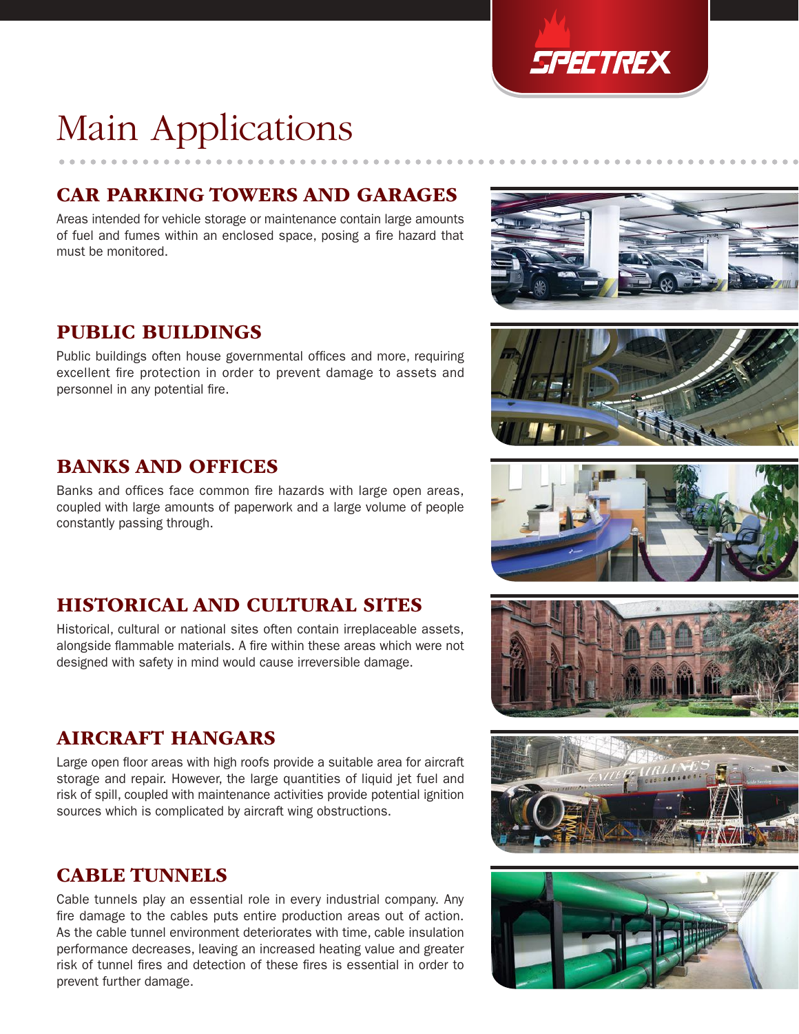# Main Applications

## CAR PARKING TOWERS AND GARAGES

Areas intended for vehicle storage or maintenance contain large amounts of fuel and fumes within an enclosed space, posing a fire hazard that must be monitored.

## PUBLIC BUILDINGS

Public buildings often house governmental offices and more, requiring excellent fire protection in order to prevent damage to assets and personnel in any potential fire.

## BANKS AND OFFICES

Banks and offices face common fire hazards with large open areas, coupled with large amounts of paperwork and a large volume of people constantly passing through.

## HISTORICAL AND CULTURAL SITES

Historical, cultural or national sites often contain irreplaceable assets, alongside flammable materials. A fire within these areas which were not designed with safety in mind would cause irreversible damage.

## AIRCRAFT HANGARS

Large open floor areas with high roofs provide a suitable area for aircraft storage and repair. However, the large quantities of liquid jet fuel and risk of spill, coupled with maintenance activities provide potential ignition sources which is complicated by aircraft wing obstructions.

## CABLE TUNNELS

Cable tunnels play an essential role in every industrial company. Any fire damage to the cables puts entire production areas out of action. As the cable tunnel environment deteriorates with time, cable insulation performance decreases, leaving an increased heating value and greater risk of tunnel fires and detection of these fires is essential in order to prevent further damage.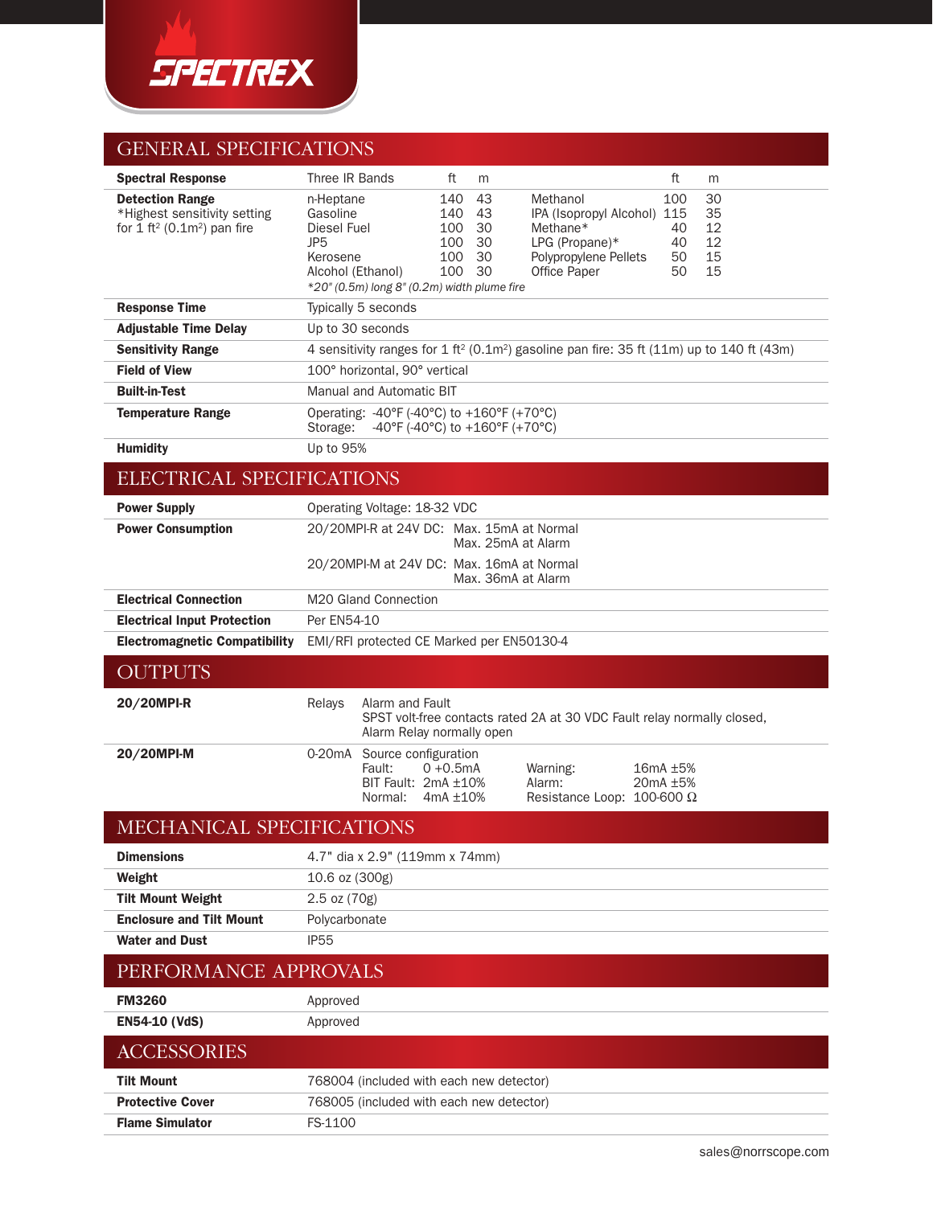SPECTREX

## GENERAL SPECIFICATIONS

| | | | | | | |
|---|---|---|---|---|---|---|
| **Spectral Response** | Three IR Bands | ft | m | | ft | m |
| **Detection Range**<br>*Highest sensitivity setting for 1 $ft^2$ ($0.1m^2$) pan fire | n-Heptane | 140 | 43 | Methanol | 100 | 30 |
| | Gasoline | 140 | 43 | IPA (Isopropyl Alcohol) | 115 | 35 |
| | Diesel Fuel | 100 | 30 | Methane* | 40 | 12 |
| | JP5 | 100 | 30 | LPG (Propane)* | 40 | 12 |
| | Kerosene | 100 | 30 | Polypropylene Pellets | 50 | 15 |
| | Alcohol (Ethanol) | 100 | 30 | Office Paper | 50 | 15 |
| | *20" (0.5m) long 8" (0.2m) width plume fire | | | | | |

| | |
|---|---|
| **Response Time** | Typically 5 seconds |
| **Adjustable Time Delay** | Up to 30 seconds |
| **Sensitivity Range** | 4 sensitivity ranges for 1 $ft^2$ ($0.1m^2$) gasoline pan fire: 35 ft (11m) up to 140 ft (43m) |
| **Field of View** | 100° horizontal, 90° vertical |
| **Built-in-Test** | Manual and Automatic BIT |
| **Temperature Range** | Operating: -40°F (-40°C) to +160°F (+70°C)<br>Storage: -40°F (-40°C) to +160°F (+70°C) |
| **Humidity** | Up to 95% |

## ELECTRICAL SPECIFICATIONS

| | |
|---|---|
| **Power Supply** | Operating Voltage: 18-32 VDC |
| **Power Consumption** | 20/20MPI-R at 24V DC: Max. 15mA at Normal, Max. 25mA at Alarm<br>20/20MPI-M at 24V DC: Max. 16mA at Normal, Max. 36mA at Alarm |
| **Electrical Connection** | M20 Gland Connection |
| **Electrical Input Protection** | Per EN54-10 |
| **Electromagnetic Compatibility** | EMI/RFI protected CE Marked per EN50130-4 |

## OUTPUTS

| | | |
|---|---|---|
| **20/20MPI-R** | Relays | Alarm and Fault<br>SPST volt-free contacts rated 2A at 30 VDC Fault relay normally closed, Alarm Relay normally open |
| **20/20MPI-M** | 0-20mA | Source configuration<br>Fault: 0 +0.5mA<br>BIT Fault: 2mA ±10%<br>Normal: 4mA ±10%<br>Warning: 16mA ±5%<br>Alarm: 20mA ±5%<br>Resistance Loop: 100-600 Ω |

## MECHANICAL SPECIFICATIONS

| | |
|---|---|
| **Dimensions** | 4.7" dia x 2.9" (119mm x 74mm) |
| **Weight** | 10.6 oz (300g) |
| **Tilt Mount Weight** | 2.5 oz (70g) |
| **Enclosure and Tilt Mount** | Polycarbonate |
| **Water and Dust** | IP55 |

## PERFORMANCE APPROVALS

| | |
|---|---|
| **FM3260** | Approved |
| **EN54-10 (VdS)** | Approved |

## ACCESSORIES

| | |
|---|---|
| **Tilt Mount** | 768004 (included with each new detector) |
| **Protective Cover** | 768005 (included with each new detector) |
| **Flame Simulator** | FS-1100 |

sales@norrscope.com